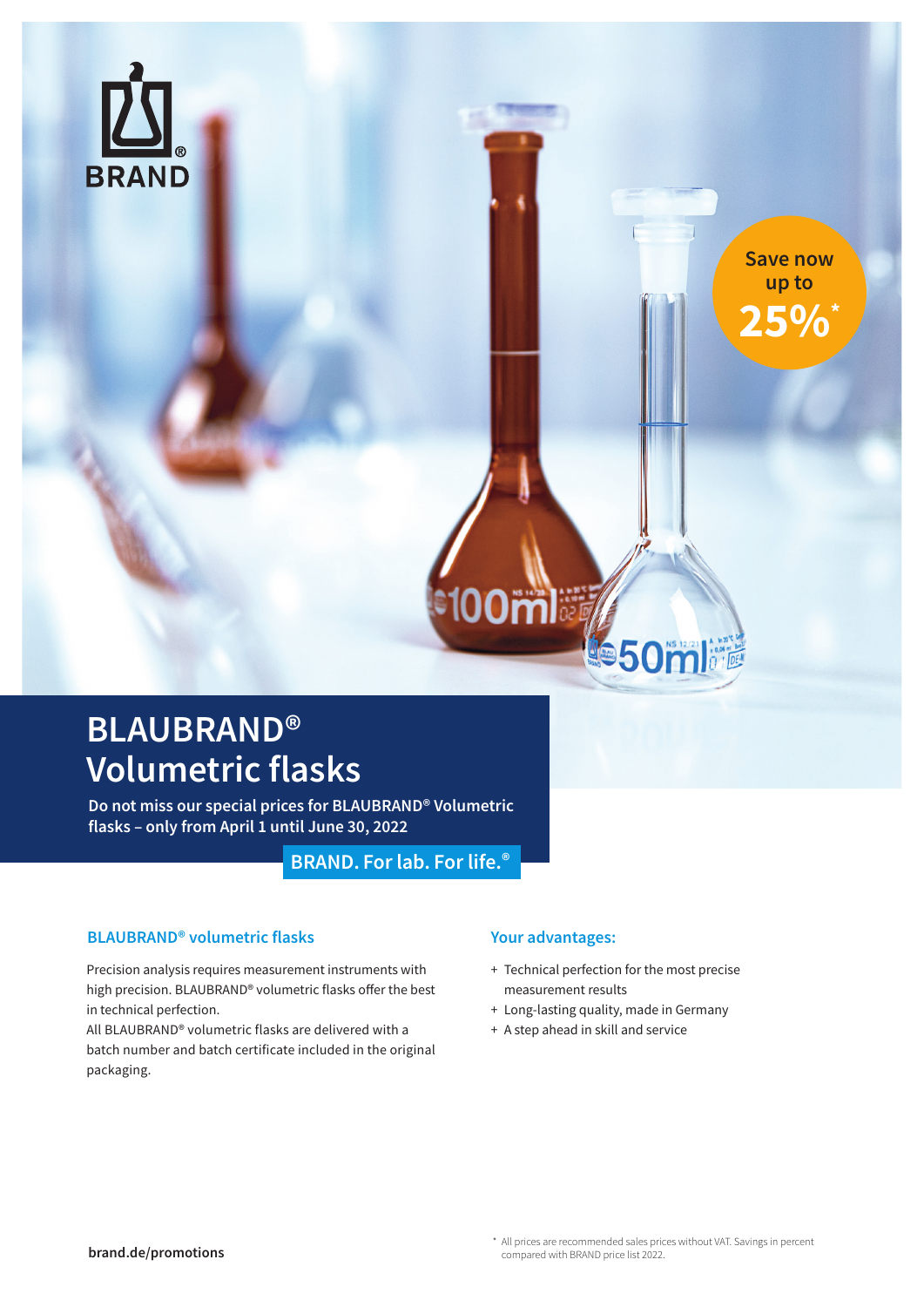BRAND

Save now up to **25%***

# BLAUBRAND® Volumetric flasks

**Do not miss our special prices for BLAUBRAND® Volumetric flasks – only from April 1 until June 30, 2022**

**BRAND. For lab. For life.®**

## BLAUBRAND® volumetric flasks

Precision analysis requires measurement instruments with high precision. BLAUBRAND® volumetric flasks offer the best in technical perfection.
All BLAUBRAND® volumetric flasks are delivered with a batch number and batch certificate included in the original packaging.

## Your advantages:

+ Technical perfection for the most precise measurement results
+ Long-lasting quality, made in Germany
+ A step ahead in skill and service

**brand.de/promotions**

* All prices are recommended sales prices without VAT. Savings in percent compared with BRAND price list 2022.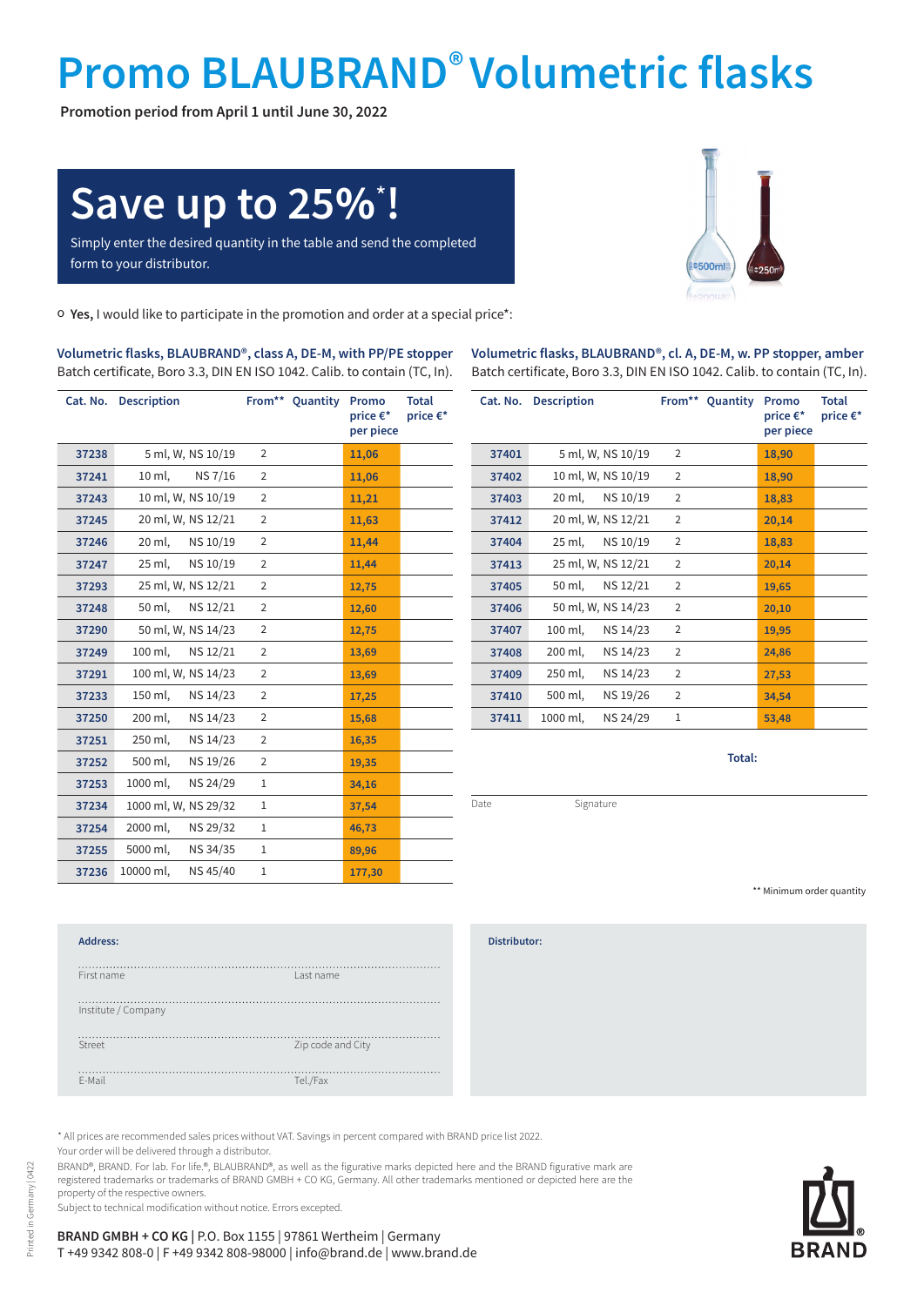# Promo BLAUBRAND® Volumetric flasks

**Promotion period from April 1 until June 30, 2022**

## Save up to 25%*!

Simply enter the desired quantity in the table and send the completed form to your distributor.

o **Yes,** I would like to participate in the promotion and order at a special price*:

### Volumetric flasks, BLAUBRAND®, class A, DE-M, with PP/PE stopper

Batch certificate, Boro 3.3, DIN EN ISO 1042. Calib. to contain (TC, In).

| Cat. No. | Description | From** | Quantity | Promo price €* per piece | Total price €* |
|---|---|---|---|---|---|
| 37238 | 5 ml, W, NS 10/19 | 2 | | 11,06 | |
| 37241 | 10 ml, NS 7/16 | 2 | | 11,06 | |
| 37243 | 10 ml, W, NS 10/19 | 2 | | 11,21 | |
| 37245 | 20 ml, W, NS 12/21 | 2 | | 11,63 | |
| 37246 | 20 ml, NS 10/19 | 2 | | 11,44 | |
| 37247 | 25 ml, NS 10/19 | 2 | | 11,44 | |
| 37293 | 25 ml, W, NS 12/21 | 2 | | 12,75 | |
| 37248 | 50 ml, NS 12/21 | 2 | | 12,60 | |
| 37290 | 50 ml, W, NS 14/23 | 2 | | 12,75 | |
| 37249 | 100 ml, NS 12/21 | 2 | | 13,69 | |
| 37291 | 100 ml, W, NS 14/23 | 2 | | 13,69 | |
| 37233 | 150 ml, NS 14/23 | 2 | | 17,25 | |
| 37250 | 200 ml, NS 14/23 | 2 | | 15,68 | |
| 37251 | 250 ml, NS 14/23 | 2 | | 16,35 | |
| 37252 | 500 ml, NS 19/26 | 2 | | 19,35 | |
| 37253 | 1000 ml, NS 24/29 | 1 | | 34,16 | |
| 37234 | 1000 ml, W, NS 29/32 | 1 | | 37,54 | |
| 37254 | 2000 ml, NS 29/32 | 1 | | 46,73 | |
| 37255 | 5000 ml, NS 34/35 | 1 | | 89,96 | |
| 37236 | 10000 ml, NS 45/40 | 1 | | 177,30 | |

### Volumetric flasks, BLAUBRAND®, cl. A, DE-M, w. PP stopper, amber

Batch certificate, Boro 3.3, DIN EN ISO 1042. Calib. to contain (TC, In).

| Cat. No. | Description | From** | Quantity | Promo price €* per piece | Total price €* |
|---|---|---|---|---|---|
| 37401 | 5 ml, W, NS 10/19 | 2 | | 18,90 | |
| 37402 | 10 ml, W, NS 10/19 | 2 | | 18,90 | |
| 37403 | 20 ml, NS 10/19 | 2 | | 18,83 | |
| 37412 | 20 ml, W, NS 12/21 | 2 | | 20,14 | |
| 37404 | 25 ml, NS 10/19 | 2 | | 18,83 | |
| 37413 | 25 ml, W, NS 12/21 | 2 | | 20,14 | |
| 37405 | 50 ml, NS 12/21 | 2 | | 19,65 | |
| 37406 | 50 ml, W, NS 14/23 | 2 | | 20,10 | |
| 37407 | 100 ml, NS 14/23 | 2 | | 19,95 | |
| 37408 | 200 ml, NS 14/23 | 2 | | 24,86 | |
| 37409 | 250 ml, NS 14/23 | 2 | | 27,53 | |
| 37410 | 500 ml, NS 19/26 | 2 | | 34,54 | |
| 37411 | 1000 ml, NS 24/29 | 1 | | 53,48 | |

**Total:**

Date Signature

** Minimum order quantity

**Address:**

First name Last name

Institute / Company

Street Zip code and City

E-Mail Tel./Fax

**Distributor:**

* All prices are recommended sales prices without VAT. Savings in percent compared with BRAND price list 2022.
Your order will be delivered through a distributor.

BRAND®, BRAND. For lab. For life.®, BLAUBRAND®, as well as the figurative marks depicted here and the BRAND figurative mark are registered trademarks or trademarks of BRAND GMBH + CO KG, Germany. All other trademarks mentioned or depicted here are the property of the respective owners.
Subject to technical modification without notice. Errors excepted.

**BRAND GMBH + CO KG** | P.O. Box 1155 | 97861 Wertheim | Germany
T +49 9342 808-0 | F +49 9342 808-98000 | info@brand.de | www.brand.de

Printed in Germany | 0422